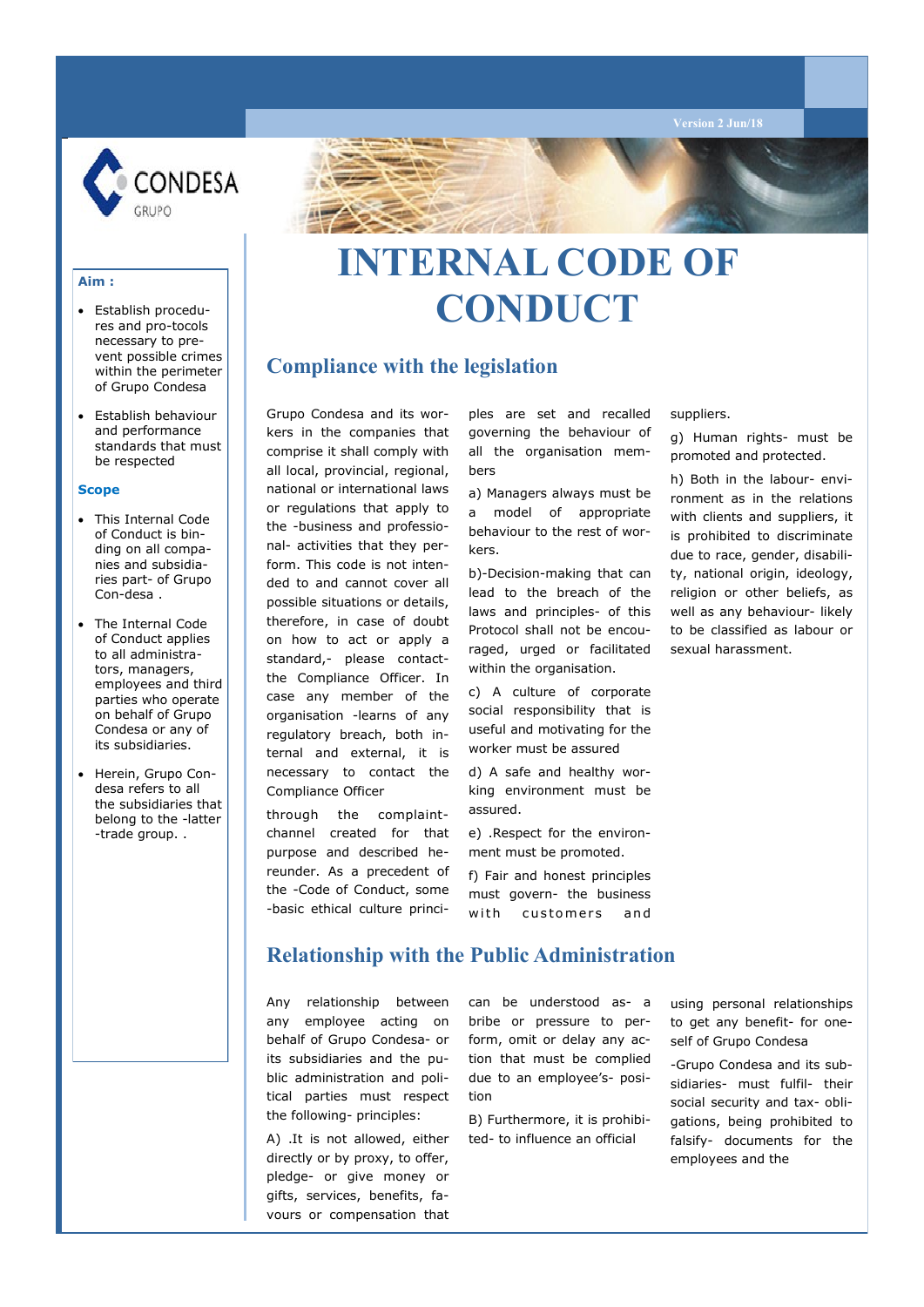Version 2 Jun/18

# INTERNAL CODE OF CONDUCT

**Aim :**

- Establish procedures and pro-tocols necessary to prevent possible crimes within the perimeter of Grupo Condesa
- Establish behaviour and performance standards that must be respected

**Scope**

- This Internal Code of Conduct is binding on all companies and subsidiaries part- of Grupo Con-desa .
- The Internal Code of Conduct applies to all administrators, managers, employees and third parties who operate on behalf of Grupo Condesa or any of its subsidiaries.
- Herein, Grupo Condesa refers to all the subsidiaries that belong to the -latter -trade group. .

## Compliance with the legislation

Grupo Condesa and its workers in the companies that comprise it shall comply with all local, provincial, regional, national or international laws or regulations that apply to the -business and professional- activities that they perform. This code is not intended to and cannot cover all possible situations or details, therefore, in case of doubt on how to act or apply a standard,- please contact- the Compliance Officer. In case any member of the organisation -learns of any regulatory breach, both internal and external, it is necessary to contact the Compliance Officer

through the complaint- channel created for that purpose and described hereunder. As a precedent of the -Code of Conduct, some -basic ethical culture principles are set and recalled governing the behaviour of all the organisation members

a) Managers always must be a model of appropriate behaviour to the rest of workers.

b)-Decision-making that can lead to the breach of the laws and principles- of this Protocol shall not be encouraged, urged or facilitated within the organisation.

c) A culture of corporate social responsibility that is useful and motivating for the worker must be assured

d) A safe and healthy working environment must be assured.

e) .Respect for the environment must be promoted.

f) Fair and honest principles must govern- the business with customers and suppliers.

g) Human rights- must be promoted and protected.

h) Both in the labour- environment as in the relations with clients and suppliers, it is prohibited to discriminate due to race, gender, disability, national origin, ideology, religion or other beliefs, as well as any behaviour- likely to be classified as labour or sexual harassment.

## Relationship with the Public Administration

Any relationship between any employee acting on behalf of Grupo Condesa- or its subsidiaries and the public administration and political parties must respect the following- principles:

A) .It is not allowed, either directly or by proxy, to offer, pledge- or give money or gifts, services, benefits, favours or compensation that can be understood as- a bribe or pressure to perform, omit or delay any action that must be complied due to an employee's- position

B) Furthermore, it is prohibited- to influence an official using personal relationships to get any benefit- for oneself of Grupo Condesa

-Grupo Condesa and its subsidiaries- must fulfil- their social security and tax- obligations, being prohibited to falsify- documents for the employees and the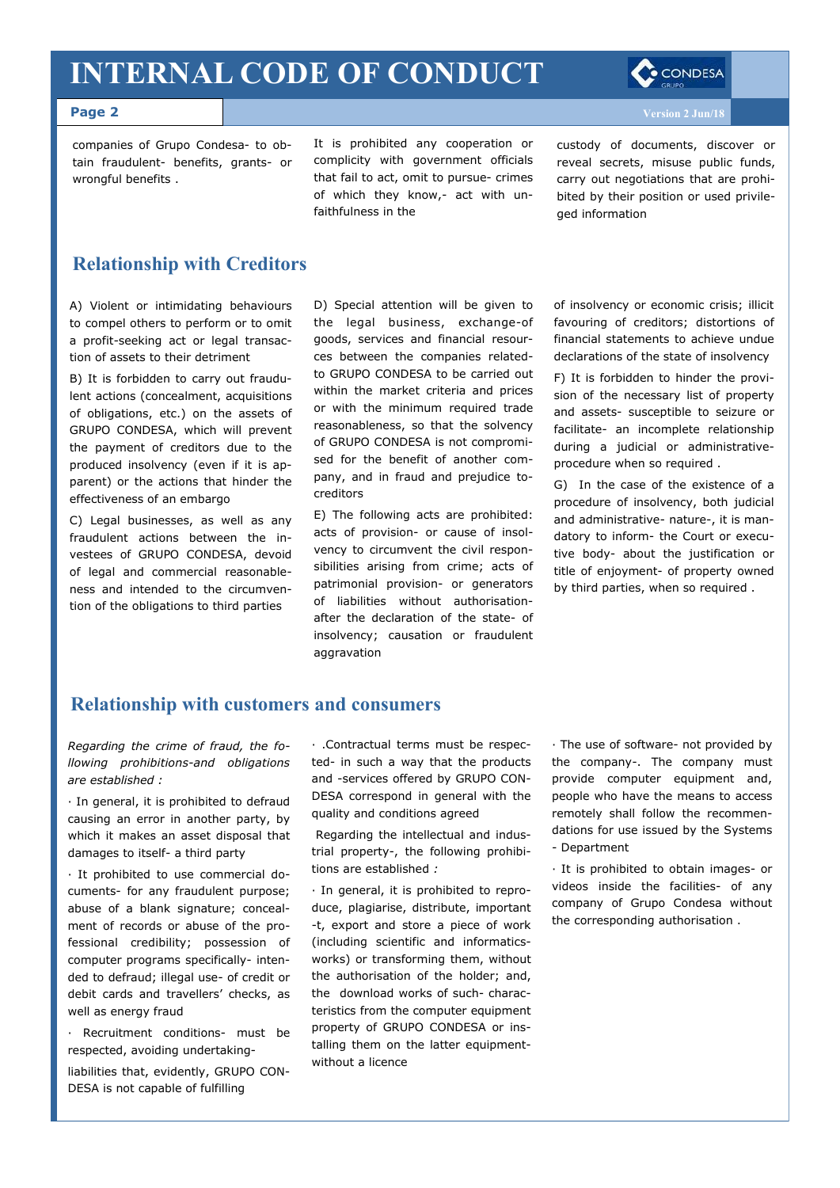companies of Grupo Condesa- to obtain fraudulent- benefits, grants- or wrongful benefits .

It is prohibited any cooperation or complicity with government officials that fail to act, omit to pursue- crimes of which they know,- act with unfaithfulness in the custody of documents, discover or reveal secrets, misuse public funds, carry out negotiations that are prohibited by their position or used privileged information

## Relationship with Creditors

A) Violent or intimidating behaviours to compel others to perform or to omit a profit-seeking act or legal transaction of assets to their detriment

B) It is forbidden to carry out fraudulent actions (concealment, acquisitions of obligations, etc.) on the assets of GRUPO CONDESA, which will prevent the payment of creditors due to the produced insolvency (even if it is apparent) or the actions that hinder the effectiveness of an embargo

C) Legal businesses, as well as any fraudulent actions between the investees of GRUPO CONDESA, devoid of legal and commercial reasonableness and intended to the circumvention of the obligations to third parties

D) Special attention will be given to the legal business, exchange-of goods, services and financial resources between the companies related-to GRUPO CONDESA to be carried out within the market criteria and prices or with the minimum required trade reasonableness, so that the solvency of GRUPO CONDESA is not compromised for the benefit of another company, and in fraud and prejudice to-creditors

E) The following acts are prohibited: acts of provision- or cause of insolvency to circumvent the civil responsibilities arising from crime; acts of patrimonial provision- or generators of liabilities without authorisation-after the declaration of the state- of insolvency; causation or fraudulent aggravation of insolvency or economic crisis; illicit favouring of creditors; distortions of financial statements to achieve undue declarations of the state of insolvency

F) It is forbidden to hinder the provision of the necessary list of property and assets- susceptible to seizure or facilitate- an incomplete relationship during a judicial or administrative-procedure when so required .

G) In the case of the existence of a procedure of insolvency, both judicial and administrative- nature-, it is mandatory to inform- the Court or executive body- about the justification or title of enjoyment- of property owned by third parties, when so required .

## Relationship with customers and consumers

*Regarding the crime of fraud, the following prohibitions-and obligations are established :*

· In general, it is prohibited to defraud causing an error in another party, by which it makes an asset disposal that damages to itself- a third party

· It prohibited to use commercial documents- for any fraudulent purpose; abuse of a blank signature; concealment of records or abuse of the professional credibility; possession of computer programs specifically- intended to defraud; illegal use- of credit or debit cards and travellers' checks, as well as energy fraud

· Recruitment conditions- must be respected, avoiding undertaking-liabilities that, evidently, GRUPO CONDESA is not capable of fulfilling

· .Contractual terms must be respected- in such a way that the products and -services offered by GRUPO CONDESA correspond in general with the quality and conditions agreed

Regarding the intellectual and industrial property-, the following prohibitions are established *:*

· In general, it is prohibited to reproduce, plagiarise, distribute, important -t, export and store a piece of work (including scientific and informatics-works) or transforming them, without the authorisation of the holder; and, the download works of such- characteristics from the computer equipment property of GRUPO CONDESA or installing them on the latter equipment-without a licence

· The use of software- not provided by the company-. The company must provide computer equipment and, people who have the means to access remotely shall follow the recommendations for use issued by the Systems - Department

· It is prohibited to obtain images- or videos inside the facilities- of any company of Grupo Condesa without the corresponding authorisation .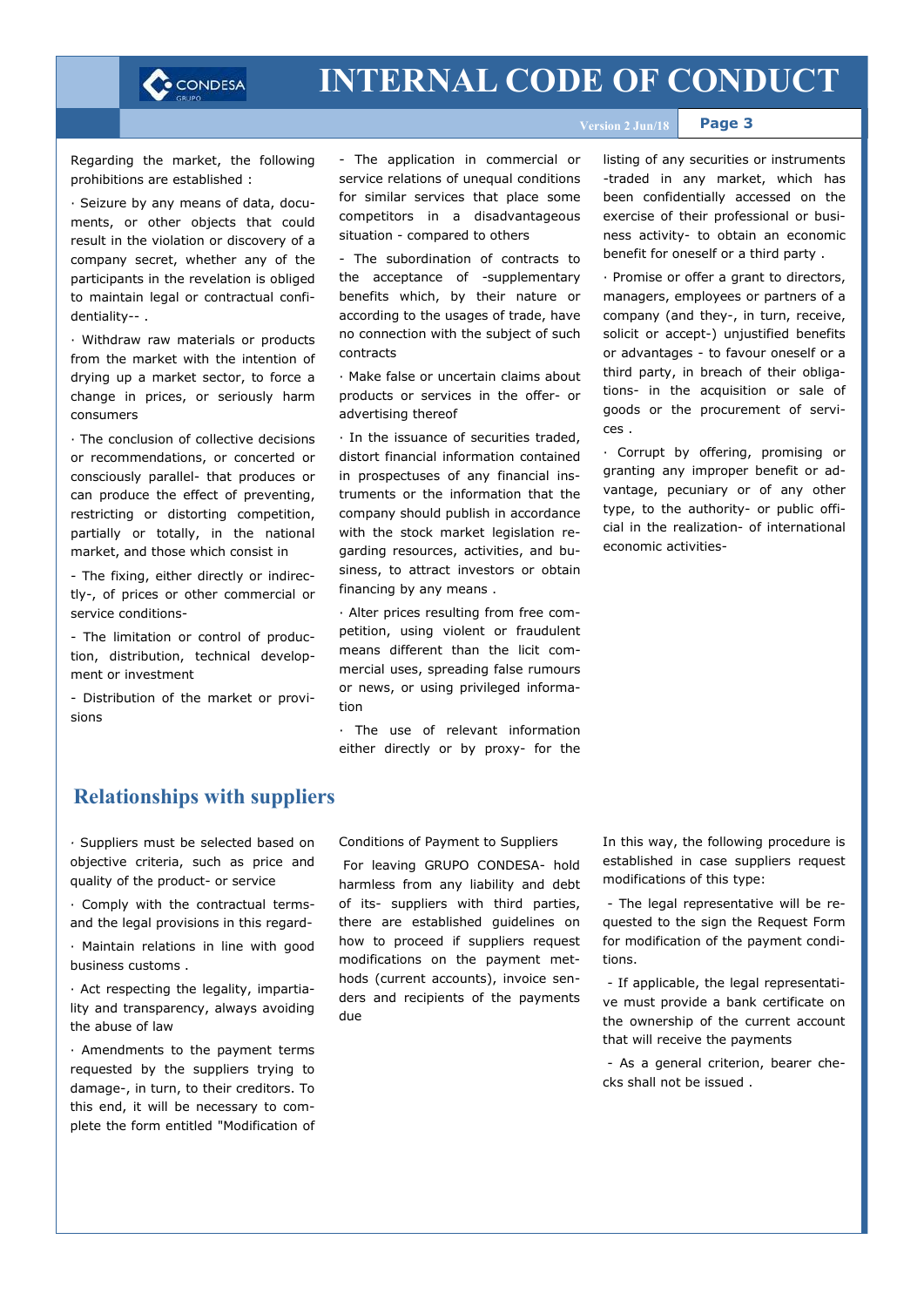Regarding the market, the following prohibitions are established :

· Seizure by any means of data, documents, or other objects that could result in the violation or discovery of a company secret, whether any of the participants in the revelation is obliged to maintain legal or contractual confidentiality-- .

· Withdraw raw materials or products from the market with the intention of drying up a market sector, to force a change in prices, or seriously harm consumers

· The conclusion of collective decisions or recommendations, or concerted or consciously parallel- that produces or can produce the effect of preventing, restricting or distorting competition, partially or totally, in the national market, and those which consist in

- The fixing, either directly or indirectly-, of prices or other commercial or service conditions-

- The limitation or control of production, distribution, technical development or investment

- Distribution of the market or provisions

- The application in commercial or service relations of unequal conditions for similar services that place some competitors in a disadvantageous situation - compared to others

- The subordination of contracts to the acceptance of -supplementary benefits which, by their nature or according to the usages of trade, have no connection with the subject of such contracts

· Make false or uncertain claims about products or services in the offer- or advertising thereof

· In the issuance of securities traded, distort financial information contained in prospectuses of any financial instruments or the information that the company should publish in accordance with the stock market legislation regarding resources, activities, and business, to attract investors or obtain financing by any means .

· Alter prices resulting from free competition, using violent or fraudulent means different than the licit commercial uses, spreading false rumours or news, or using privileged information

· The use of relevant information either directly or by proxy- for the listing of any securities or instruments -traded in any market, which has been confidentially accessed on the exercise of their professional or business activity- to obtain an economic benefit for oneself or a third party .

· Promise or offer a grant to directors, managers, employees or partners of a company (and they-, in turn, receive, solicit or accept-) unjustified benefits or advantages - to favour oneself or a third party, in breach of their obligations- in the acquisition or sale of goods or the procurement of services .

· Corrupt by offering, promising or granting any improper benefit or advantage, pecuniary or of any other type, to the authority- or public official in the realization- of international economic activities-

## Relationships with suppliers

· Suppliers must be selected based on objective criteria, such as price and quality of the product- or service

· Comply with the contractual terms- and the legal provisions in this regard-

· Maintain relations in line with good business customs .

· Act respecting the legality, impartiality and transparency, always avoiding the abuse of law

· Amendments to the payment terms requested by the suppliers trying to damage-, in turn, to their creditors. To this end, it will be necessary to complete the form entitled "Modification of

Conditions of Payment to Suppliers

For leaving GRUPO CONDESA- hold harmless from any liability and debt of its- suppliers with third parties, there are established guidelines on how to proceed if suppliers request modifications on the payment methods (current accounts), invoice senders and recipients of the payments due

In this way, the following procedure is established in case suppliers request modifications of this type:

- The legal representative will be requested to the sign the Request Form for modification of the payment conditions.

- If applicable, the legal representative must provide a bank certificate on the ownership of the current account that will receive the payments

- As a general criterion, bearer checks shall not be issued .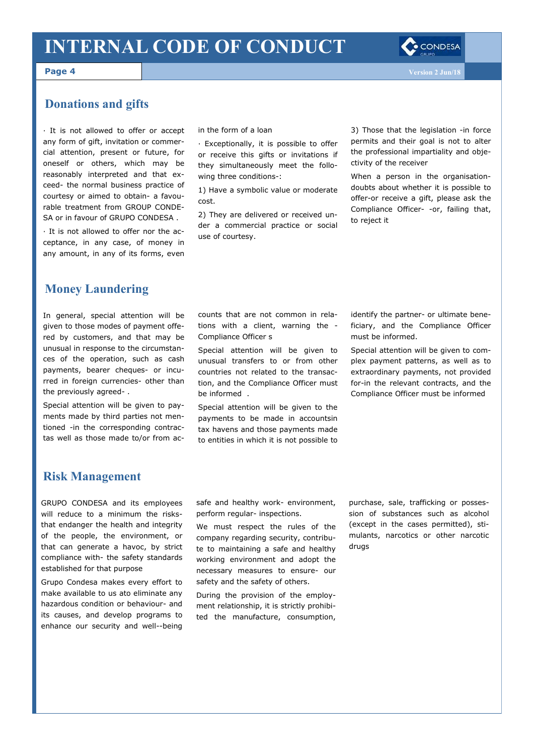## Donations and gifts

· It is not allowed to offer or accept any form of gift, invitation or commercial attention, present or future, for oneself or others, which may be reasonably interpreted and that exceed- the normal business practice of courtesy or aimed to obtain- a favourable treatment from GROUP CONDESA or in favour of GRUPO CONDESA .

· It is not allowed to offer nor the acceptance, in any case, of money in any amount, in any of its forms, even in the form of a loan

· Exceptionally, it is possible to offer or receive this gifts or invitations if they simultaneously meet the following three conditions-:

1) Have a symbolic value or moderate cost.

2) They are delivered or received under a commercial practice or social use of courtesy.

3) Those that the legislation -in force permits and their goal is not to alter the professional impartiality and objectivity of the receiver

When a person in the organisation-doubts about whether it is possible to offer-or receive a gift, please ask the Compliance Officer- -or, failing that, to reject it

## Money Laundering

In general, special attention will be given to those modes of payment offered by customers, and that may be unusual in response to the circumstances of the operation, such as cash payments, bearer cheques- or incurred in foreign currencies- other than the previously agreed- .

Special attention will be given to payments made by third parties not mentioned -in the corresponding contractas well as those made to/or from accounts that are not common in relations with a client, warning the -Compliance Officer s

Special attention will be given to unusual transfers to or from other countries not related to the transaction, and the Compliance Officer must be informed .

Special attention will be given to the payments to be made in accountsin tax havens and those payments made to entities in which it is not possible to identify the partner- or ultimate beneficiary, and the Compliance Officer must be informed.

Special attention will be given to complex payment patterns, as well as to extraordinary payments, not provided for-in the relevant contracts, and the Compliance Officer must be informed

## Risk Management

GRUPO CONDESA and its employees will reduce to a minimum the risks-that endanger the health and integrity of the people, the environment, or that can generate a havoc, by strict compliance with- the safety standards established for that purpose

Grupo Condesa makes every effort to make available to us ato eliminate any hazardous condition or behaviour- and its causes, and develop programs to enhance our security and well--being safe and healthy work- environment, perform regular- inspections.

We must respect the rules of the company regarding security, contribute to maintaining a safe and healthy working environment and adopt the necessary measures to ensure- our safety and the safety of others.

During the provision of the employment relationship, it is strictly prohibited the manufacture, consumption, purchase, sale, trafficking or possession of substances such as alcohol (except in the cases permitted), stimulants, narcotics or other narcotic drugs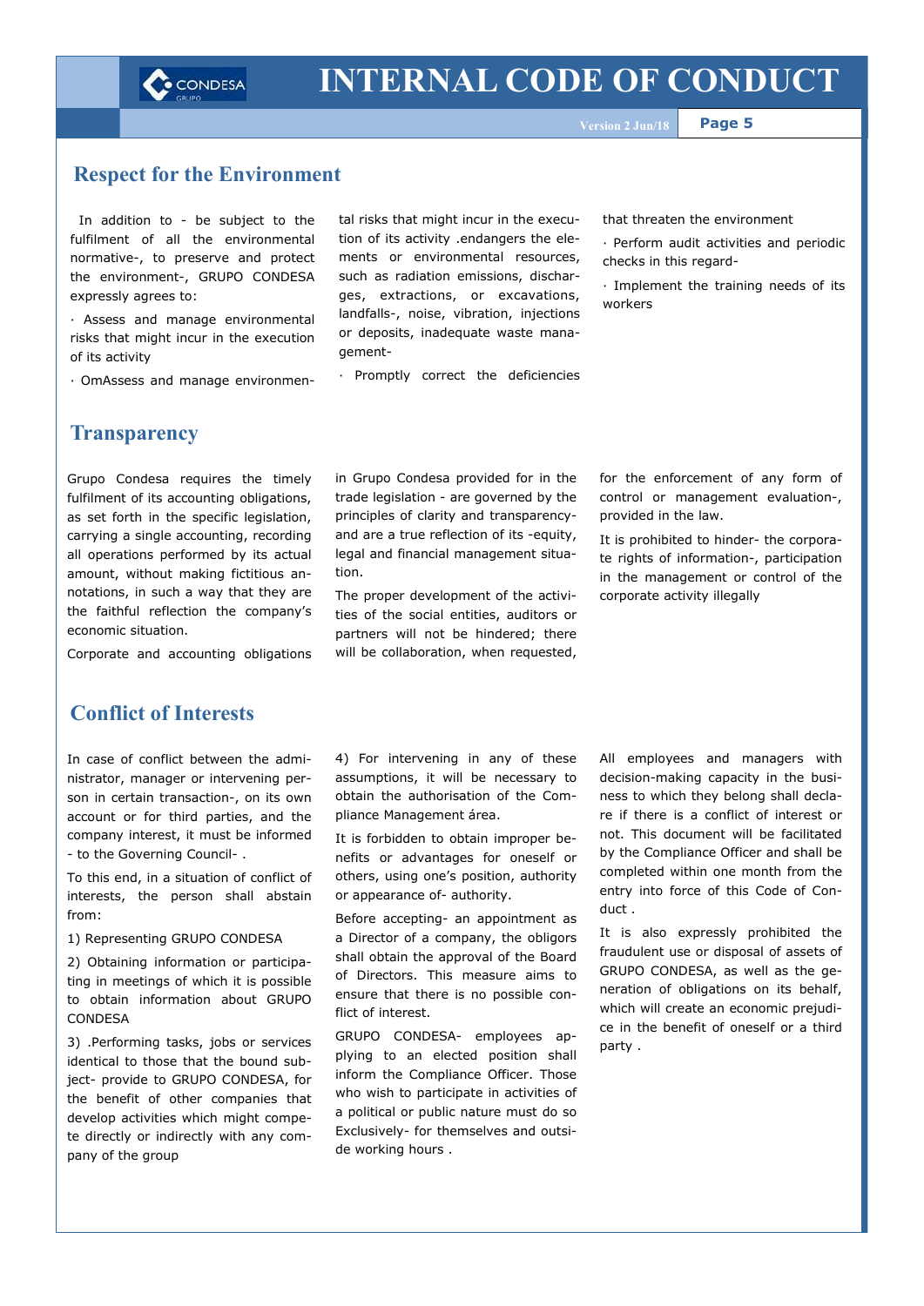## Respect for the Environment

In addition to - be subject to the fulfilment of all the environmental normative-, to preserve and protect the environment-, GRUPO CONDESA expressly agrees to:

· Assess and manage environmental risks that might incur in the execution of its activity

· OmAssess and manage environmental risks that might incur in the execution of its activity .endangers the elements or environmental resources, such as radiation emissions, discharges, extractions, or excavations, landfalls-, noise, vibration, injections or deposits, inadequate waste management-

· Promptly correct the deficiencies that threaten the environment

· Perform audit activities and periodic checks in this regard-

· Implement the training needs of its workers

## Transparency

Grupo Condesa requires the timely fulfilment of its accounting obligations, as set forth in the specific legislation, carrying a single accounting, recording all operations performed by its actual amount, without making fictitious annotations, in such a way that they are the faithful reflection the company's economic situation.

Corporate and accounting obligations in Grupo Condesa provided for in the trade legislation - are governed by the principles of clarity and transparency- and are a true reflection of its -equity, legal and financial management situation.

The proper development of the activities of the social entities, auditors or partners will not be hindered; there will be collaboration, when requested, for the enforcement of any form of control or management evaluation-, provided in the law.

It is prohibited to hinder- the corporate rights of information-, participation in the management or control of the corporate activity illegally

## Conflict of Interests

In case of conflict between the administrator, manager or intervening person in certain transaction-, on its own account or for third parties, and the company interest, it must be informed - to the Governing Council- .

To this end, in a situation of conflict of interests, the person shall abstain from:

1) Representing GRUPO CONDESA

2) Obtaining information or participating in meetings of which it is possible to obtain information about GRUPO CONDESA

3) .Performing tasks, jobs or services identical to those that the bound subject- provide to GRUPO CONDESA, for the benefit of other companies that develop activities which might compete directly or indirectly with any company of the group

4) For intervening in any of these assumptions, it will be necessary to obtain the authorisation of the Compliance Management área.

It is forbidden to obtain improper benefits or advantages for oneself or others, using one's position, authority or appearance of- authority.

Before accepting- an appointment as a Director of a company, the obligors shall obtain the approval of the Board of Directors. This measure aims to ensure that there is no possible conflict of interest.

GRUPO CONDESA- employees applying to an elected position shall inform the Compliance Officer. Those who wish to participate in activities of a political or public nature must do so Exclusively- for themselves and outside working hours .

All employees and managers with decision-making capacity in the business to which they belong shall declare if there is a conflict of interest or not. This document will be facilitated by the Compliance Officer and shall be completed within one month from the entry into force of this Code of Conduct .

It is also expressly prohibited the fraudulent use or disposal of assets of GRUPO CONDESA, as well as the generation of obligations on its behalf, which will create an economic prejudice in the benefit of oneself or a third party .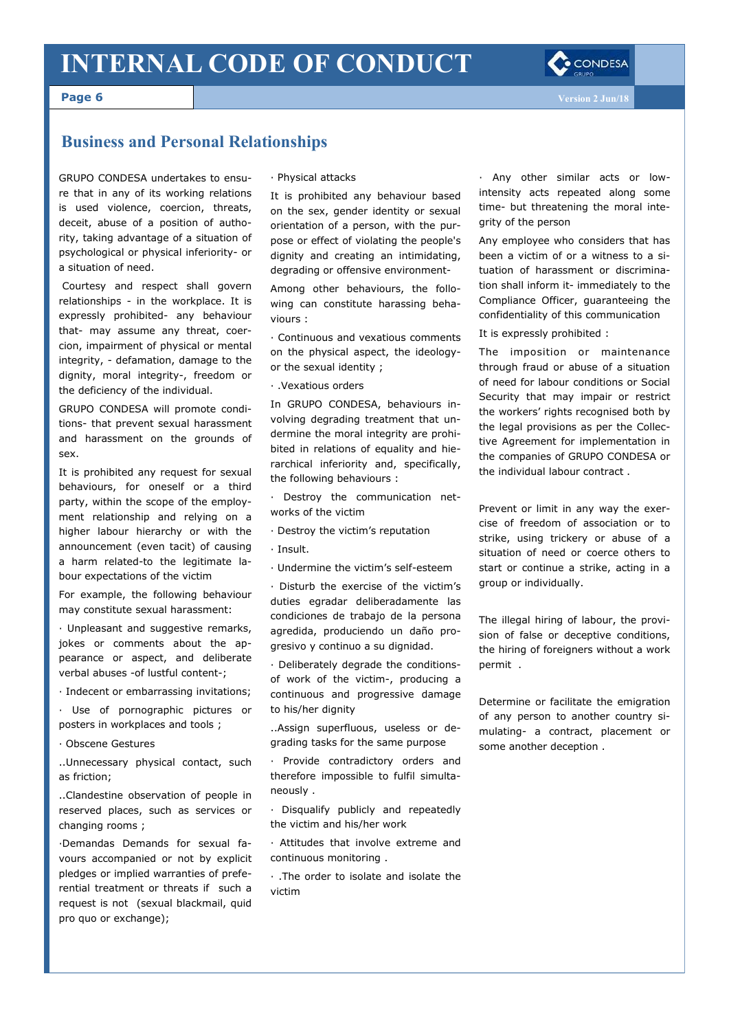## Business and Personal Relationships

GRUPO CONDESA undertakes to ensure that in any of its working relations is used violence, coercion, threats, deceit, abuse of a position of authority, taking advantage of a situation of psychological or physical inferiority- or a situation of need.

Courtesy and respect shall govern relationships - in the workplace. It is expressly prohibited- any behaviour that- may assume any threat, coercion, impairment of physical or mental integrity, - defamation, damage to the dignity, moral integrity-, freedom or the deficiency of the individual.

GRUPO CONDESA will promote conditions- that prevent sexual harassment and harassment on the grounds of sex.

It is prohibited any request for sexual behaviours, for oneself or a third party, within the scope of the employment relationship and relying on a higher labour hierarchy or with the announcement (even tacit) of causing a harm related-to the legitimate labour expectations of the victim

For example, the following behaviour may constitute sexual harassment:

· Unpleasant and suggestive remarks, jokes or comments about the appearance or aspect, and deliberate verbal abuses -of lustful content-;

· Indecent or embarrassing invitations;

· Use of pornographic pictures or posters in workplaces and tools ;

· Obscene Gestures

..Unnecessary physical contact, such as friction;

..Clandestine observation of people in reserved places, such as services or changing rooms ;

·Demandas Demands for sexual favours accompanied or not by explicit pledges or implied warranties of preferential treatment or threats if such a request is not (sexual blackmail, quid pro quo or exchange);

· Physical attacks

It is prohibited any behaviour based on the sex, gender identity or sexual orientation of a person, with the purpose or effect of violating the people's dignity and creating an intimidating, degrading or offensive environment-

Among other behaviours, the following can constitute harassing behaviours :

· Continuous and vexatious comments on the physical aspect, the ideology- or the sexual identity ;

· .Vexatious orders

In GRUPO CONDESA, behaviours involving degrading treatment that undermine the moral integrity are prohibited in relations of equality and hierarchical inferiority and, specifically, the following behaviours :

· Destroy the communication networks of the victim

· Destroy the victim's reputation

· Insult.

· Undermine the victim's self-esteem

· Disturb the exercise of the victim's duties egradar deliberadamente las condiciones de trabajo de la persona agredida, produciendo un daño progresivo y continuo a su dignidad.

· Deliberately degrade the conditions- of work of the victim-, producing a continuous and progressive damage to his/her dignity

..Assign superfluous, useless or degrading tasks for the same purpose

· Provide contradictory orders and therefore impossible to fulfil simultaneously .

· Disqualify publicly and repeatedly the victim and his/her work

· Attitudes that involve extreme and continuous monitoring .

· .The order to isolate and isolate the victim

· Any other similar acts or low-intensity acts repeated along some time- but threatening the moral integrity of the person

Any employee who considers that has been a victim of or a witness to a situation of harassment or discrimination shall inform it- immediately to the Compliance Officer, guaranteeing the confidentiality of this communication

It is expressly prohibited :

The imposition or maintenance through fraud or abuse of a situation of need for labour conditions or Social Security that may impair or restrict the workers' rights recognised both by the legal provisions as per the Collective Agreement for implementation in the companies of GRUPO CONDESA or the individual labour contract .

Prevent or limit in any way the exercise of freedom of association or to strike, using trickery or abuse of a situation of need or coerce others to start or continue a strike, acting in a group or individually.

The illegal hiring of labour, the provision of false or deceptive conditions, the hiring of foreigners without a work permit .

Determine or facilitate the emigration of any person to another country simulating- a contract, placement or some another deception .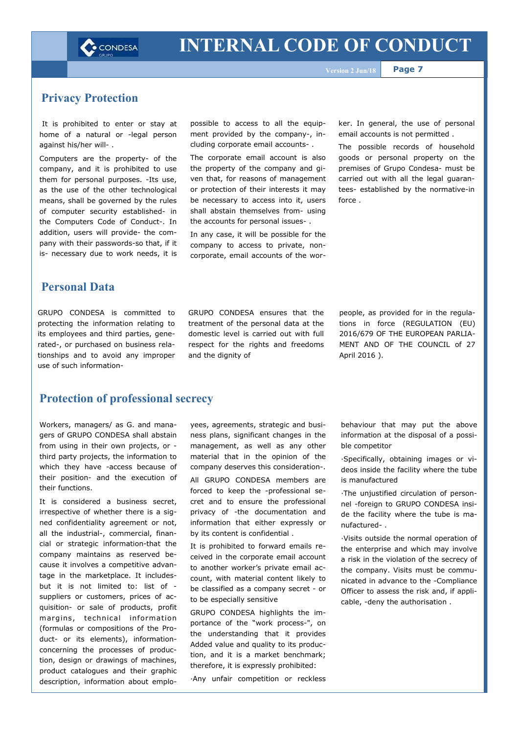## Privacy Protection

It is prohibited to enter or stay at home of a natural or -legal person against his/her will- .

Computers are the property- of the company, and it is prohibited to use them for personal purposes. -Its use, as the use of the other technological means, shall be governed by the rules of computer security established- in the Computers Code of Conduct-. In addition, users will provide- the company with their passwords-so that, if it is- necessary due to work needs, it is possible to access to all the equipment provided by the company-, including corporate email accounts- .

The corporate email account is also the property of the company and given that, for reasons of management or protection of their interests it may be necessary to access into it, users shall abstain themselves from- using the accounts for personal issues- .

In any case, it will be possible for the company to access to private, non-corporate, email accounts of the worker. In general, the use of personal email accounts is not permitted .

The possible records of household goods or personal property on the premises of Grupo Condesa- must be carried out with all the legal guarantees- established by the normative-in force .

## Personal Data

GRUPO CONDESA is committed to protecting the information relating to its employees and third parties, generated-, or purchased on business relationships and to avoid any improper use of such information-

GRUPO CONDESA ensures that the treatment of the personal data at the domestic level is carried out with full respect for the rights and freedoms and the dignity of people, as provided for in the regulations in force (REGULATION (EU) 2016/679 OF THE EUROPEAN PARLIAMENT AND OF THE COUNCIL of 27 April 2016 ).

## Protection of professional secrecy

Workers, managers/ as G. and managers of GRUPO CONDESA shall abstain from using in their own projects, or -third party projects, the information to which they have -access because of their position- and the execution of their functions.

It is considered a business secret, irrespective of whether there is a signed confidentiality agreement or not, all the industrial-, commercial, financial or strategic information-that the company maintains as reserved because it involves a competitive advantage in the marketplace. It includes-but it is not limited to: list of -suppliers or customers, prices of acquisition- or sale of products, profit margins, technical information (formulas or compositions of the Product- or its elements), information-concerning the processes of production, design or drawings of machines, product catalogues and their graphic description, information about employees, agreements, strategic and business plans, significant changes in the management, as well as any other material that in the opinion of the company deserves this consideration-.

All GRUPO CONDESA members are forced to keep the -professional secret and to ensure the professional privacy of -the documentation and information that either expressly or by its content is confidential .

It is prohibited to forward emails received in the corporate email account to another worker's private email account, with material content likely to be classified as a company secret - or to be especially sensitive

GRUPO CONDESA highlights the importance of the "work process-", on the understanding that it provides Added value and quality to its production, and it is a market benchmark; therefore, it is expressly prohibited:

·Any unfair competition or reckless behaviour that may put the above information at the disposal of a possible competitor

·Specifically, obtaining images or videos inside the facility where the tube is manufactured

·The unjustified circulation of personnel -foreign to GRUPO CONDESA inside the facility where the tube is manufactured- .

·Visits outside the normal operation of the enterprise and which may involve a risk in the violation of the secrecy of the company. Visits must be communicated in advance to the -Compliance Officer to assess the risk and, if applicable, -deny the authorisation .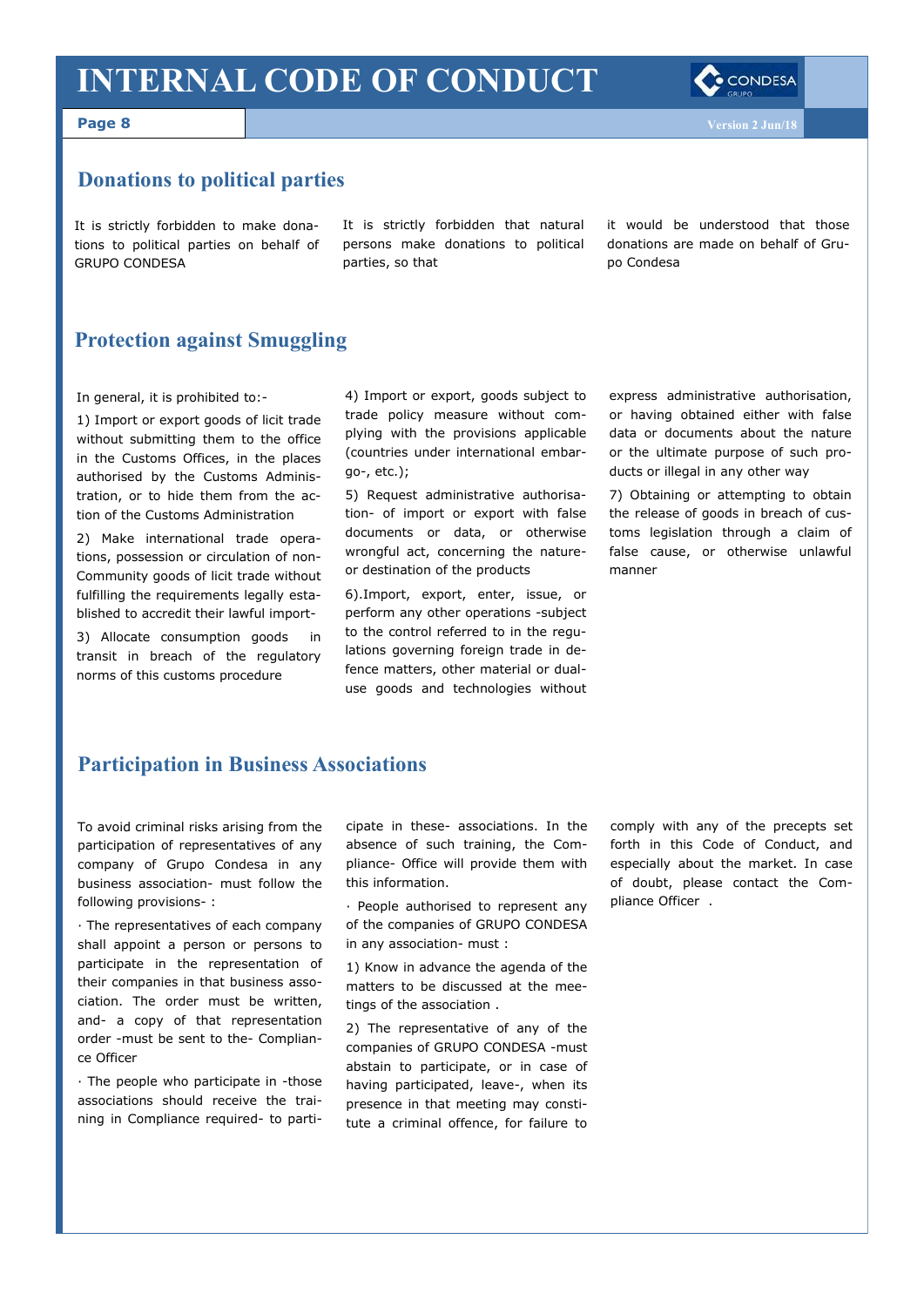## Donations to political parties

It is strictly forbidden to make donations to political parties on behalf of GRUPO CONDESA

It is strictly forbidden that natural persons make donations to political parties, so that it would be understood that those donations are made on behalf of Grupo Condesa

## Protection against Smuggling

In general, it is prohibited to:-

1) Import or export goods of licit trade without submitting them to the office in the Customs Offices, in the places authorised by the Customs Administration, or to hide them from the action of the Customs Administration

2) Make international trade operations, possession or circulation of non-Community goods of licit trade without fulfilling the requirements legally established to accredit their lawful import-

3) Allocate consumption goods in transit in breach of the regulatory norms of this customs procedure

4) Import or export, goods subject to trade policy measure without complying with the provisions applicable (countries under international embargo-, etc.);

5) Request administrative authorisation- of import or export with false documents or data, or otherwise wrongful act, concerning the nature- or destination of the products

6).Import, export, enter, issue, or perform any other operations -subject to the control referred to in the regulations governing foreign trade in defence matters, other material or dual-use goods and technologies without express administrative authorisation, or having obtained either with false data or documents about the nature or the ultimate purpose of such products or illegal in any other way

7) Obtaining or attempting to obtain the release of goods in breach of customs legislation through a claim of false cause, or otherwise unlawful manner

## Participation in Business Associations

To avoid criminal risks arising from the participation of representatives of any company of Grupo Condesa in any business association- must follow the following provisions- :

· The representatives of each company shall appoint a person or persons to participate in the representation of their companies in that business association. The order must be written, and- a copy of that representation order -must be sent to the- Compliance Officer

· The people who participate in -those associations should receive the training in Compliance required- to participate in these- associations. In the absence of such training, the Compliance- Office will provide them with this information.

· People authorised to represent any of the companies of GRUPO CONDESA in any association- must :

1) Know in advance the agenda of the matters to be discussed at the meetings of the association .

2) The representative of any of the companies of GRUPO CONDESA -must abstain to participate, or in case of having participated, leave-, when its presence in that meeting may constitute a criminal offence, for failure to comply with any of the precepts set forth in this Code of Conduct, and especially about the market. In case of doubt, please contact the Compliance Officer .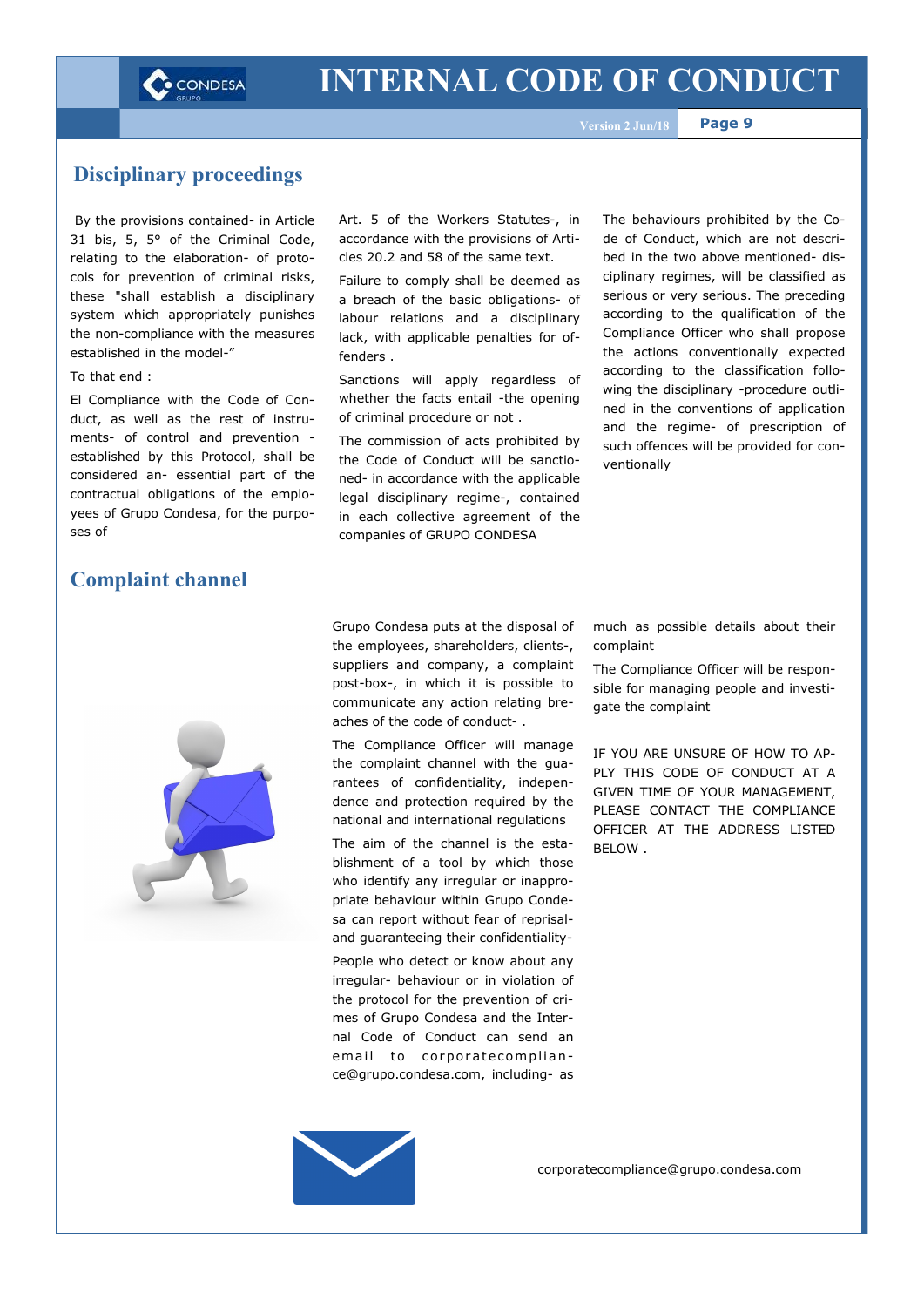## Disciplinary proceedings

By the provisions contained- in Article 31 bis, 5, 5° of the Criminal Code, relating to the elaboration- of protocols for prevention of criminal risks, these "shall establish a disciplinary system which appropriately punishes the non-compliance with the measures established in the model-"

To that end :

El Compliance with the Code of Conduct, as well as the rest of instruments- of control and prevention - established by this Protocol, shall be considered an- essential part of the contractual obligations of the employees of Grupo Condesa, for the purposes of Art. 5 of the Workers Statutes-, in accordance with the provisions of Articles 20.2 and 58 of the same text.

Failure to comply shall be deemed as a breach of the basic obligations- of labour relations and a disciplinary lack, with applicable penalties for offenders .

Sanctions will apply regardless of whether the facts entail -the opening of criminal procedure or not .

The commission of acts prohibited by the Code of Conduct will be sanctioned- in accordance with the applicable legal disciplinary regime-, contained in each collective agreement of the companies of GRUPO CONDESA

The behaviours prohibited by the Code of Conduct, which are not described in the two above mentioned- disciplinary regimes, will be classified as serious or very serious. The preceding according to the qualification of the Compliance Officer who shall propose the actions conventionally expected according to the classification following the disciplinary -procedure outlined in the conventions of application and the regime- of prescription of such offences will be provided for conventionally

## Complaint channel

Grupo Condesa puts at the disposal of the employees, shareholders, clients-, suppliers and company, a complaint post-box-, in which it is possible to communicate any action relating breaches of the code of conduct- .

The Compliance Officer will manage the complaint channel with the guarantees of confidentiality, independence and protection required by the national and international regulations

The aim of the channel is the establishment of a tool by which those who identify any irregular or inappropriate behaviour within Grupo Condesa can report without fear of reprisal- and guaranteeing their confidentiality-

People who detect or know about any irregular- behaviour or in violation of the protocol for the prevention of crimes of Grupo Condesa and the Internal Code of Conduct can send an email to corporatecompliance@grupo.condesa.com, including- as much as possible details about their complaint

The Compliance Officer will be responsible for managing people and investigate the complaint

IF YOU ARE UNSURE OF HOW TO APPLY THIS CODE OF CONDUCT AT A GIVEN TIME OF YOUR MANAGEMENT, PLEASE CONTACT THE COMPLIANCE OFFICER AT THE ADDRESS LISTED BELOW .

corporatecompliance@grupo.condesa.com